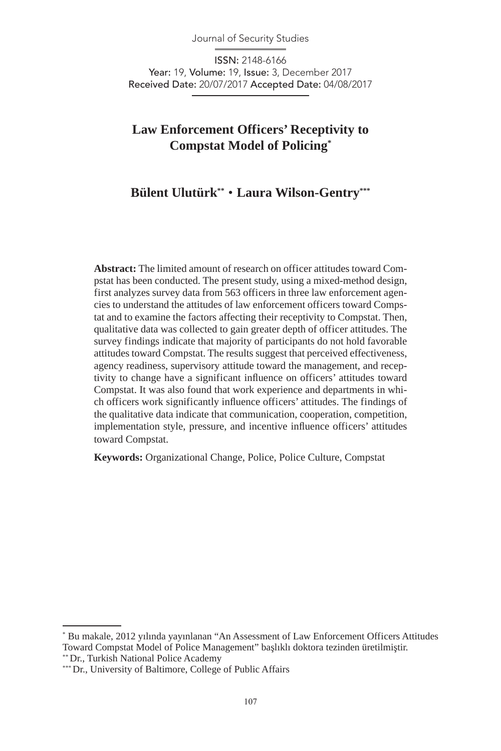# Law Enforcement Officers' Receptivity to Compstat Model of Policing[*]

**Bülent Ulutürk[**] • Laura Wilson-Gentry[***]**

**Abstract:** The limited amount of research on officer attitudes toward Compstat has been conducted. The present study, using a mixed-method design, first analyzes survey data from 563 officers in three law enforcement agencies to understand the attitudes of law enforcement officers toward Compstat and to examine the factors affecting their receptivity to Compstat. Then, qualitative data was collected to gain greater depth of officer attitudes. The survey findings indicate that majority of participants do not hold favorable attitudes toward Compstat. The results suggest that perceived effectiveness, agency readiness, supervisory attitude toward the management, and receptivity to change have a significant influence on officers' attitudes toward Compstat. It was also found that work experience and departments in which officers work significantly influence officers' attitudes. The findings of the qualitative data indicate that communication, cooperation, competition, implementation style, pressure, and incentive influence officers' attitudes toward Compstat.

**Keywords:** Organizational Change, Police, Police Culture, Compstat

---

[*] Bu makale, 2012 yılında yayınlanan "An Assessment of Law Enforcement Officers Attitudes Toward Compstat Model of Police Management" başlıklı doktora tezinden üretilmiştir.

[**] Dr., Turkish National Police Academy

[***] Dr., University of Baltimore, College of Public Affairs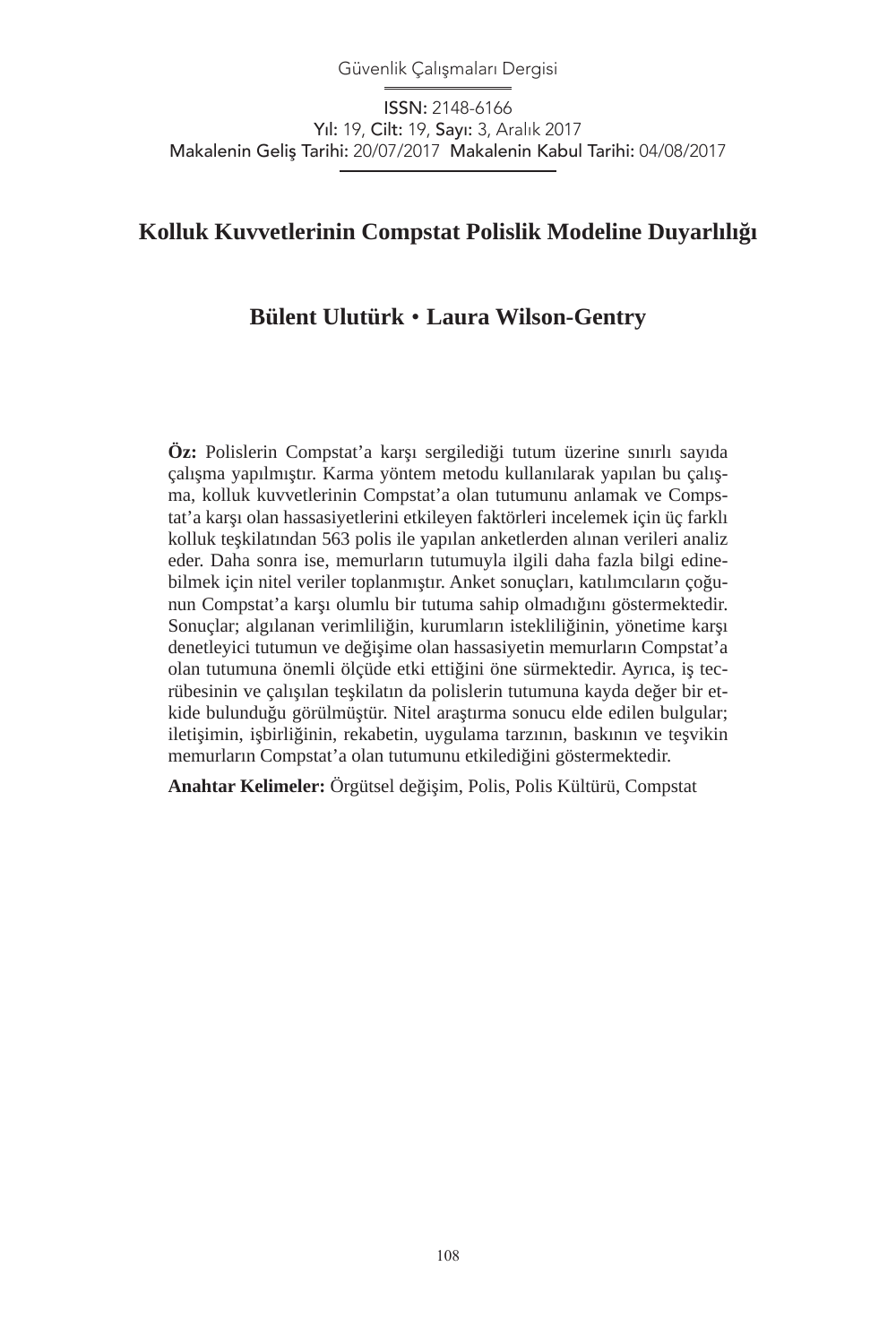# Kolluk Kuvvetlerinin Compstat Polislik Modeline Duyarlılığı

**Bülent Ulutürk • Laura Wilson-Gentry**

**Öz:** Polislerin Compstat'a karşı sergilediği tutum üzerine sınırlı sayıda çalışma yapılmıştır. Karma yöntem metodu kullanılarak yapılan bu çalışma, kolluk kuvvetlerinin Compstat'a olan tutumunu anlamak ve Compstat'a karşı olan hassasiyetlerini etkileyen faktörleri incelemek için üç farklı kolluk teşkilatından 563 polis ile yapılan anketlerden alınan verileri analiz eder. Daha sonra ise, memurların tutumuyla ilgili daha fazla bilgi edinebilmek için nitel veriler toplanmıştır. Anket sonuçları, katılımcıların çoğunun Compstat'a karşı olumlu bir tutuma sahip olmadığını göstermektedir. Sonuçlar; algılanan verimliliğin, kurumların istekliliğinin, yönetime karşı denetleyici tutumun ve değişime olan hassasiyetin memurların Compstat'a olan tutumuna önemli ölçüde etki ettiğini öne sürmektedir. Ayrıca, iş tecrübesinin ve çalışılan teşkilatın da polislerin tutumuna kayda değer bir etkide bulunduğu görülmüştür. Nitel araştırma sonucu elde edilen bulgular; iletişimin, işbirliğinin, rekabetin, uygulama tarzının, baskının ve teşvikin memurların Compstat'a olan tutumunu etkilediğini göstermektedir.

**Anahtar Kelimeler:** Örgütsel değişim, Polis, Polis Kültürü, Compstat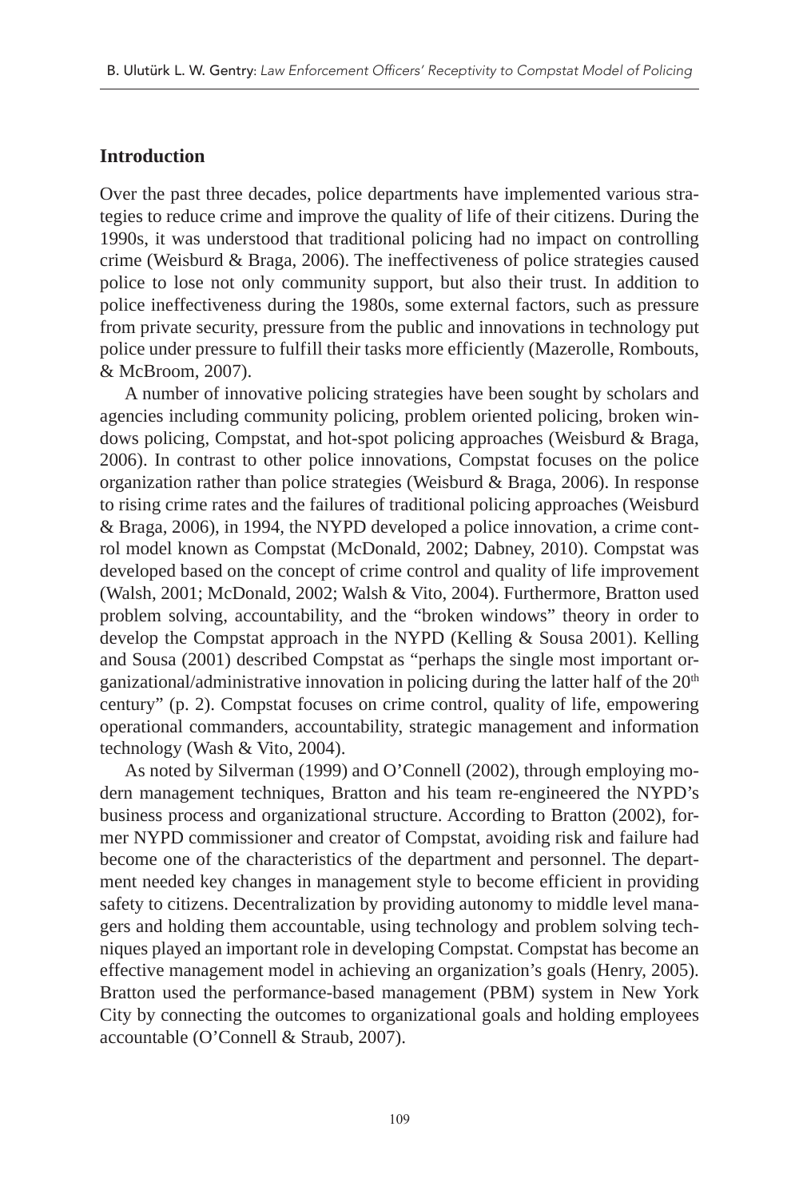## Introduction

Over the past three decades, police departments have implemented various strategies to reduce crime and improve the quality of life of their citizens. During the 1990s, it was understood that traditional policing had no impact on controlling crime (Weisburd & Braga, 2006). The ineffectiveness of police strategies caused police to lose not only community support, but also their trust. In addition to police ineffectiveness during the 1980s, some external factors, such as pressure from private security, pressure from the public and innovations in technology put police under pressure to fulfill their tasks more efficiently (Mazerolle, Rombouts, & McBroom, 2007).

A number of innovative policing strategies have been sought by scholars and agencies including community policing, problem oriented policing, broken windows policing, Compstat, and hot-spot policing approaches (Weisburd & Braga, 2006). In contrast to other police innovations, Compstat focuses on the police organization rather than police strategies (Weisburd & Braga, 2006). In response to rising crime rates and the failures of traditional policing approaches (Weisburd & Braga, 2006), in 1994, the NYPD developed a police innovation, a crime control model known as Compstat (McDonald, 2002; Dabney, 2010). Compstat was developed based on the concept of crime control and quality of life improvement (Walsh, 2001; McDonald, 2002; Walsh & Vito, 2004). Furthermore, Bratton used problem solving, accountability, and the "broken windows" theory in order to develop the Compstat approach in the NYPD (Kelling & Sousa 2001). Kelling and Sousa (2001) described Compstat as "perhaps the single most important organizational/administrative innovation in policing during the latter half of the 20th century" (p. 2). Compstat focuses on crime control, quality of life, empowering operational commanders, accountability, strategic management and information technology (Wash & Vito, 2004).

As noted by Silverman (1999) and O'Connell (2002), through employing modern management techniques, Bratton and his team re-engineered the NYPD's business process and organizational structure. According to Bratton (2002), former NYPD commissioner and creator of Compstat, avoiding risk and failure had become one of the characteristics of the department and personnel. The department needed key changes in management style to become efficient in providing safety to citizens. Decentralization by providing autonomy to middle level managers and holding them accountable, using technology and problem solving techniques played an important role in developing Compstat. Compstat has become an effective management model in achieving an organization's goals (Henry, 2005). Bratton used the performance-based management (PBM) system in New York City by connecting the outcomes to organizational goals and holding employees accountable (O'Connell & Straub, 2007).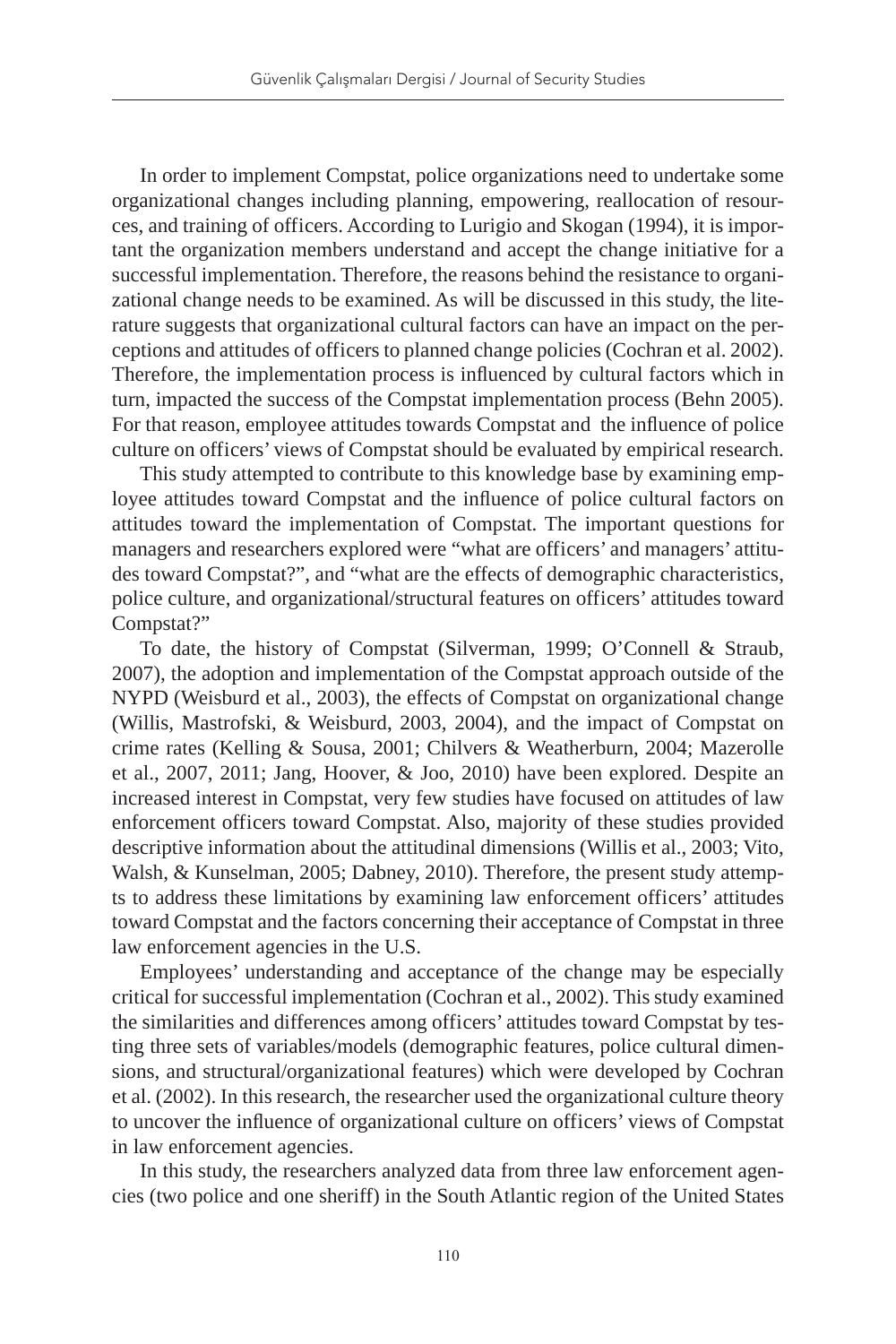In order to implement Compstat, police organizations need to undertake some organizational changes including planning, empowering, reallocation of resources, and training of officers. According to Lurigio and Skogan (1994), it is important the organization members understand and accept the change initiative for a successful implementation. Therefore, the reasons behind the resistance to organizational change needs to be examined. As will be discussed in this study, the literature suggests that organizational cultural factors can have an impact on the perceptions and attitudes of officers to planned change policies (Cochran et al. 2002). Therefore, the implementation process is influenced by cultural factors which in turn, impacted the success of the Compstat implementation process (Behn 2005). For that reason, employee attitudes towards Compstat and the influence of police culture on officers' views of Compstat should be evaluated by empirical research.

This study attempted to contribute to this knowledge base by examining employee attitudes toward Compstat and the influence of police cultural factors on attitudes toward the implementation of Compstat. The important questions for managers and researchers explored were "what are officers' and managers' attitudes toward Compstat?", and "what are the effects of demographic characteristics, police culture, and organizational/structural features on officers' attitudes toward Compstat?"

To date, the history of Compstat (Silverman, 1999; O'Connell & Straub, 2007), the adoption and implementation of the Compstat approach outside of the NYPD (Weisburd et al., 2003), the effects of Compstat on organizational change (Willis, Mastrofski, & Weisburd, 2003, 2004), and the impact of Compstat on crime rates (Kelling & Sousa, 2001; Chilvers & Weatherburn, 2004; Mazerolle et al., 2007, 2011; Jang, Hoover, & Joo, 2010) have been explored. Despite an increased interest in Compstat, very few studies have focused on attitudes of law enforcement officers toward Compstat. Also, majority of these studies provided descriptive information about the attitudinal dimensions (Willis et al., 2003; Vito, Walsh, & Kunselman, 2005; Dabney, 2010). Therefore, the present study attempts to address these limitations by examining law enforcement officers' attitudes toward Compstat and the factors concerning their acceptance of Compstat in three law enforcement agencies in the U.S.

Employees' understanding and acceptance of the change may be especially critical for successful implementation (Cochran et al., 2002). This study examined the similarities and differences among officers' attitudes toward Compstat by testing three sets of variables/models (demographic features, police cultural dimensions, and structural/organizational features) which were developed by Cochran et al. (2002). In this research, the researcher used the organizational culture theory to uncover the influence of organizational culture on officers' views of Compstat in law enforcement agencies.

In this study, the researchers analyzed data from three law enforcement agencies (two police and one sheriff) in the South Atlantic region of the United States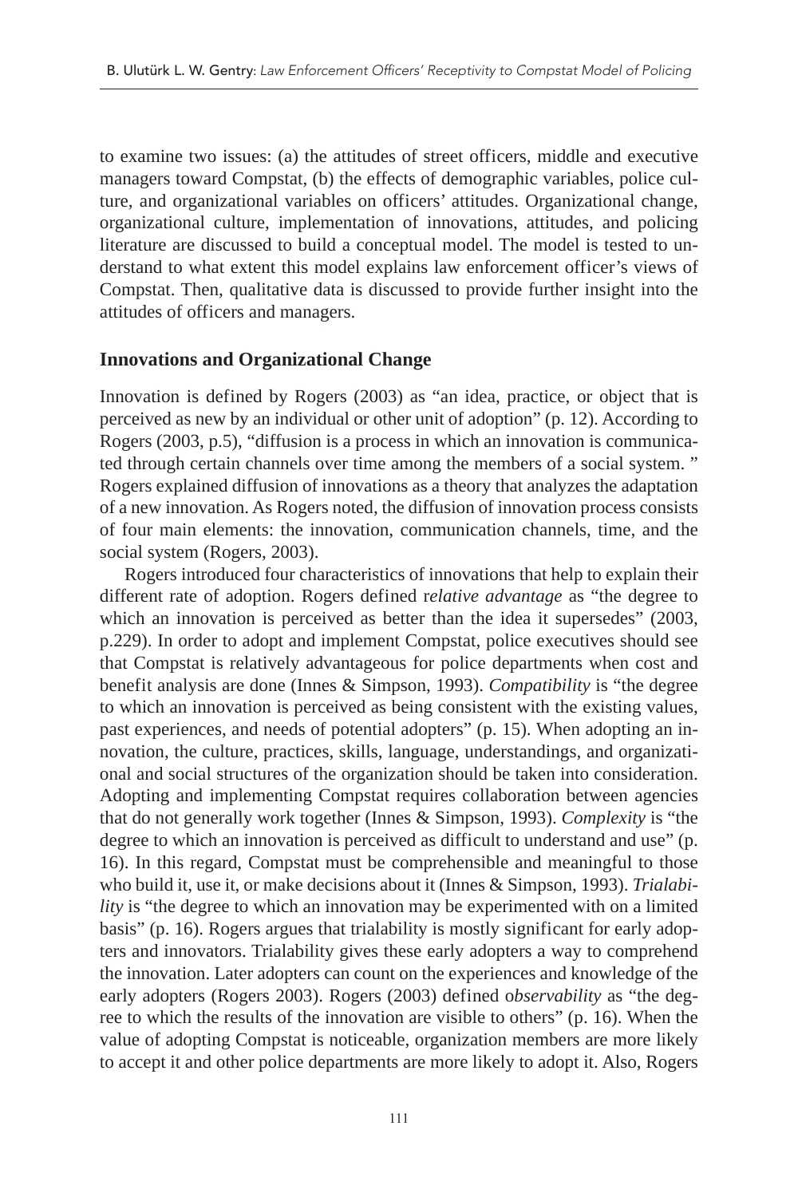to examine two issues: (a) the attitudes of street officers, middle and executive managers toward Compstat, (b) the effects of demographic variables, police culture, and organizational variables on officers' attitudes. Organizational change, organizational culture, implementation of innovations, attitudes, and policing literature are discussed to build a conceptual model. The model is tested to understand to what extent this model explains law enforcement officer's views of Compstat. Then, qualitative data is discussed to provide further insight into the attitudes of officers and managers.

**Innovations and Organizational Change**

Innovation is defined by Rogers (2003) as "an idea, practice, or object that is perceived as new by an individual or other unit of adoption" (p. 12). According to Rogers (2003, p.5), "diffusion is a process in which an innovation is communicated through certain channels over time among the members of a social system. " Rogers explained diffusion of innovations as a theory that analyzes the adaptation of a new innovation. As Rogers noted, the diffusion of innovation process consists of four main elements: the innovation, communication channels, time, and the social system (Rogers, 2003).

Rogers introduced four characteristics of innovations that help to explain their different rate of adoption. Rogers defined r*elative advantage* as "the degree to which an innovation is perceived as better than the idea it supersedes" (2003, p.229). In order to adopt and implement Compstat, police executives should see that Compstat is relatively advantageous for police departments when cost and benefit analysis are done (Innes & Simpson, 1993). *Compatibility* is "the degree to which an innovation is perceived as being consistent with the existing values, past experiences, and needs of potential adopters" (p. 15). When adopting an innovation, the culture, practices, skills, language, understandings, and organizational and social structures of the organization should be taken into consideration. Adopting and implementing Compstat requires collaboration between agencies that do not generally work together (Innes & Simpson, 1993). *Complexity* is "the degree to which an innovation is perceived as difficult to understand and use" (p. 16). In this regard, Compstat must be comprehensible and meaningful to those who build it, use it, or make decisions about it (Innes & Simpson, 1993). *Trialability* is "the degree to which an innovation may be experimented with on a limited basis" (p. 16). Rogers argues that trialability is mostly significant for early adopters and innovators. Trialability gives these early adopters a way to comprehend the innovation. Later adopters can count on the experiences and knowledge of the early adopters (Rogers 2003). Rogers (2003) defined o*bservability* as "the degree to which the results of the innovation are visible to others" (p. 16). When the value of adopting Compstat is noticeable, organization members are more likely to accept it and other police departments are more likely to adopt it. Also, Rogers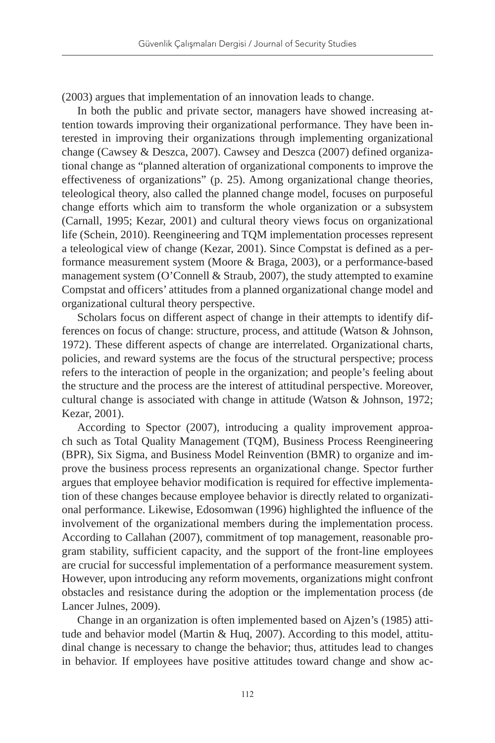(2003) argues that implementation of an innovation leads to change.

In both the public and private sector, managers have showed increasing attention towards improving their organizational performance. They have been interested in improving their organizations through implementing organizational change (Cawsey & Deszca, 2007). Cawsey and Deszca (2007) defined organizational change as "planned alteration of organizational components to improve the effectiveness of organizations" (p. 25). Among organizational change theories, teleological theory, also called the planned change model, focuses on purposeful change efforts which aim to transform the whole organization or a subsystem (Carnall, 1995; Kezar, 2001) and cultural theory views focus on organizational life (Schein, 2010). Reengineering and TQM implementation processes represent a teleological view of change (Kezar, 2001). Since Compstat is defined as a performance measurement system (Moore & Braga, 2003), or a performance-based management system (O'Connell & Straub, 2007), the study attempted to examine Compstat and officers' attitudes from a planned organizational change model and organizational cultural theory perspective.

Scholars focus on different aspect of change in their attempts to identify differences on focus of change: structure, process, and attitude (Watson & Johnson, 1972). These different aspects of change are interrelated. Organizational charts, policies, and reward systems are the focus of the structural perspective; process refers to the interaction of people in the organization; and people's feeling about the structure and the process are the interest of attitudinal perspective. Moreover, cultural change is associated with change in attitude (Watson & Johnson, 1972; Kezar, 2001).

According to Spector (2007), introducing a quality improvement approach such as Total Quality Management (TQM), Business Process Reengineering (BPR), Six Sigma, and Business Model Reinvention (BMR) to organize and improve the business process represents an organizational change. Spector further argues that employee behavior modification is required for effective implementation of these changes because employee behavior is directly related to organizational performance. Likewise, Edosomwan (1996) highlighted the influence of the involvement of the organizational members during the implementation process. According to Callahan (2007), commitment of top management, reasonable program stability, sufficient capacity, and the support of the front-line employees are crucial for successful implementation of a performance measurement system. However, upon introducing any reform movements, organizations might confront obstacles and resistance during the adoption or the implementation process (de Lancer Julnes, 2009).

Change in an organization is often implemented based on Ajzen's (1985) attitude and behavior model (Martin & Huq, 2007). According to this model, attitudinal change is necessary to change the behavior; thus, attitudes lead to changes in behavior. If employees have positive attitudes toward change and show ac-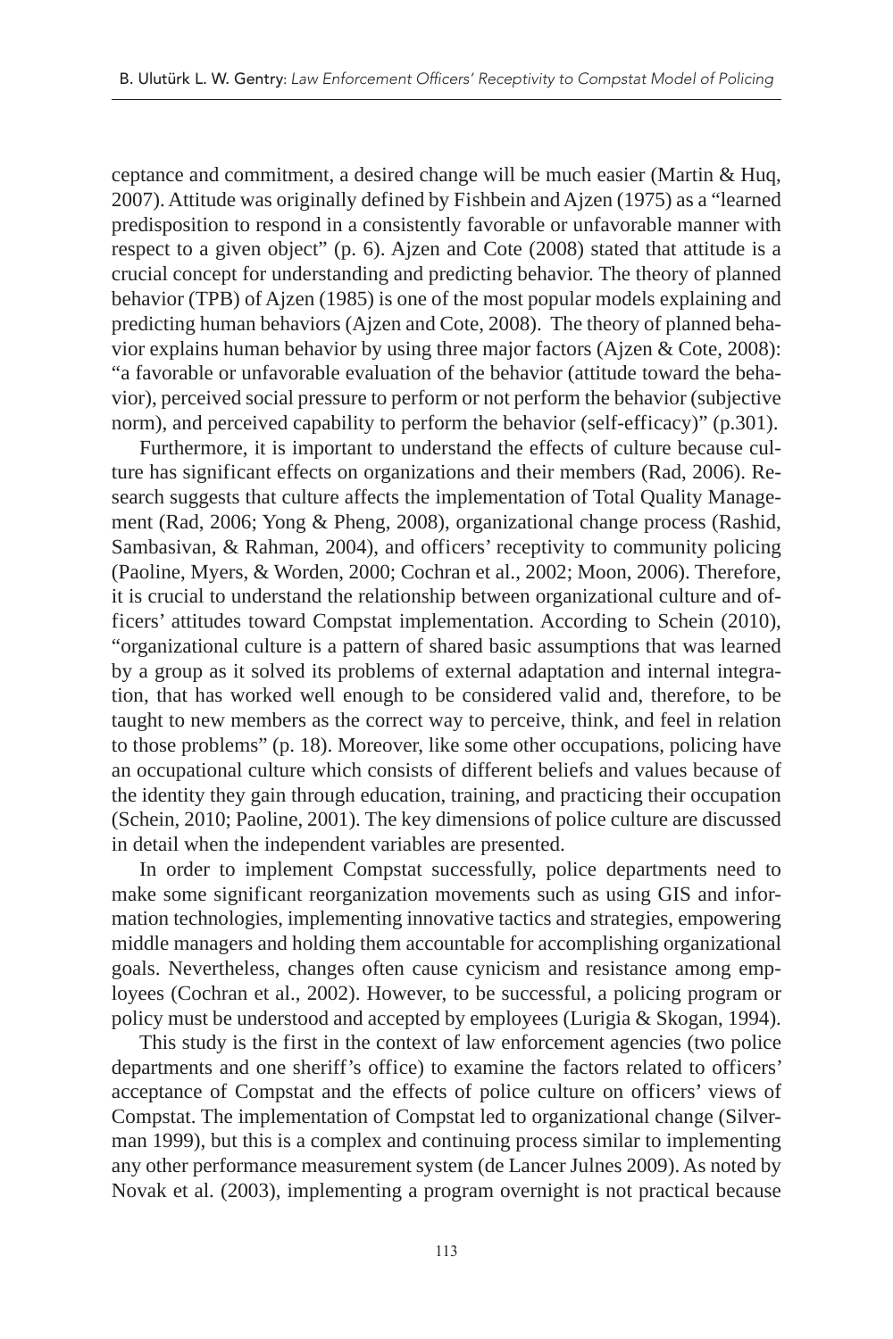ceptance and commitment, a desired change will be much easier (Martin & Huq, 2007). Attitude was originally defined by Fishbein and Ajzen (1975) as a "learned predisposition to respond in a consistently favorable or unfavorable manner with respect to a given object" (p. 6). Ajzen and Cote (2008) stated that attitude is a crucial concept for understanding and predicting behavior. The theory of planned behavior (TPB) of Ajzen (1985) is one of the most popular models explaining and predicting human behaviors (Ajzen and Cote, 2008). The theory of planned behavior explains human behavior by using three major factors (Ajzen & Cote, 2008): "a favorable or unfavorable evaluation of the behavior (attitude toward the behavior), perceived social pressure to perform or not perform the behavior (subjective norm), and perceived capability to perform the behavior (self-efficacy)" (p.301).

Furthermore, it is important to understand the effects of culture because culture has significant effects on organizations and their members (Rad, 2006). Research suggests that culture affects the implementation of Total Quality Management (Rad, 2006; Yong & Pheng, 2008), organizational change process (Rashid, Sambasivan, & Rahman, 2004), and officers' receptivity to community policing (Paoline, Myers, & Worden, 2000; Cochran et al., 2002; Moon, 2006). Therefore, it is crucial to understand the relationship between organizational culture and officers' attitudes toward Compstat implementation. According to Schein (2010), "organizational culture is a pattern of shared basic assumptions that was learned by a group as it solved its problems of external adaptation and internal integration, that has worked well enough to be considered valid and, therefore, to be taught to new members as the correct way to perceive, think, and feel in relation to those problems" (p. 18). Moreover, like some other occupations, policing have an occupational culture which consists of different beliefs and values because of the identity they gain through education, training, and practicing their occupation (Schein, 2010; Paoline, 2001). The key dimensions of police culture are discussed in detail when the independent variables are presented.

In order to implement Compstat successfully, police departments need to make some significant reorganization movements such as using GIS and information technologies, implementing innovative tactics and strategies, empowering middle managers and holding them accountable for accomplishing organizational goals. Nevertheless, changes often cause cynicism and resistance among employees (Cochran et al., 2002). However, to be successful, a policing program or policy must be understood and accepted by employees (Lurigia & Skogan, 1994).

This study is the first in the context of law enforcement agencies (two police departments and one sheriff's office) to examine the factors related to officers' acceptance of Compstat and the effects of police culture on officers' views of Compstat. The implementation of Compstat led to organizational change (Silverman 1999), but this is a complex and continuing process similar to implementing any other performance measurement system (de Lancer Julnes 2009). As noted by Novak et al. (2003), implementing a program overnight is not practical because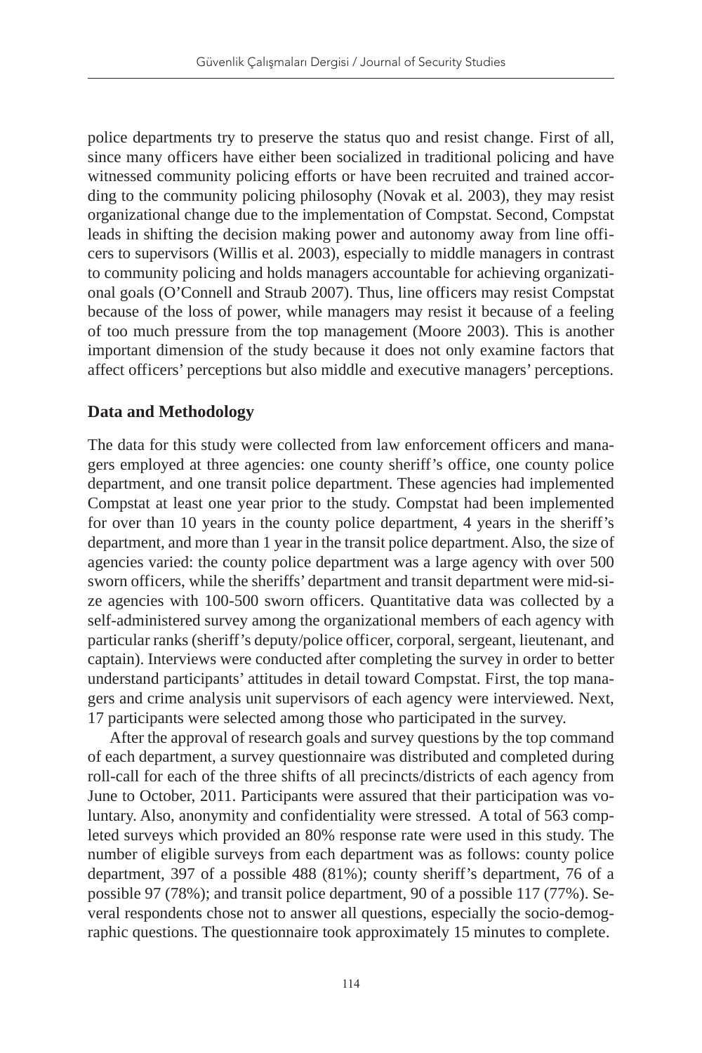police departments try to preserve the status quo and resist change. First of all, since many officers have either been socialized in traditional policing and have witnessed community policing efforts or have been recruited and trained according to the community policing philosophy (Novak et al. 2003), they may resist organizational change due to the implementation of Compstat. Second, Compstat leads in shifting the decision making power and autonomy away from line officers to supervisors (Willis et al. 2003), especially to middle managers in contrast to community policing and holds managers accountable for achieving organizational goals (O'Connell and Straub 2007). Thus, line officers may resist Compstat because of the loss of power, while managers may resist it because of a feeling of too much pressure from the top management (Moore 2003). This is another important dimension of the study because it does not only examine factors that affect officers' perceptions but also middle and executive managers' perceptions.

## Data and Methodology

The data for this study were collected from law enforcement officers and managers employed at three agencies: one county sheriff's office, one county police department, and one transit police department. These agencies had implemented Compstat at least one year prior to the study. Compstat had been implemented for over than 10 years in the county police department, 4 years in the sheriff's department, and more than 1 year in the transit police department. Also, the size of agencies varied: the county police department was a large agency with over 500 sworn officers, while the sheriffs' department and transit department were mid-size agencies with 100-500 sworn officers. Quantitative data was collected by a self-administered survey among the organizational members of each agency with particular ranks (sheriff's deputy/police officer, corporal, sergeant, lieutenant, and captain). Interviews were conducted after completing the survey in order to better understand participants' attitudes in detail toward Compstat. First, the top managers and crime analysis unit supervisors of each agency were interviewed. Next, 17 participants were selected among those who participated in the survey.

After the approval of research goals and survey questions by the top command of each department, a survey questionnaire was distributed and completed during roll-call for each of the three shifts of all precincts/districts of each agency from June to October, 2011. Participants were assured that their participation was voluntary. Also, anonymity and confidentiality were stressed. A total of 563 completed surveys which provided an 80% response rate were used in this study. The number of eligible surveys from each department was as follows: county police department, 397 of a possible 488 (81%); county sheriff's department, 76 of a possible 97 (78%); and transit police department, 90 of a possible 117 (77%). Several respondents chose not to answer all questions, especially the socio-demographic questions. The questionnaire took approximately 15 minutes to complete.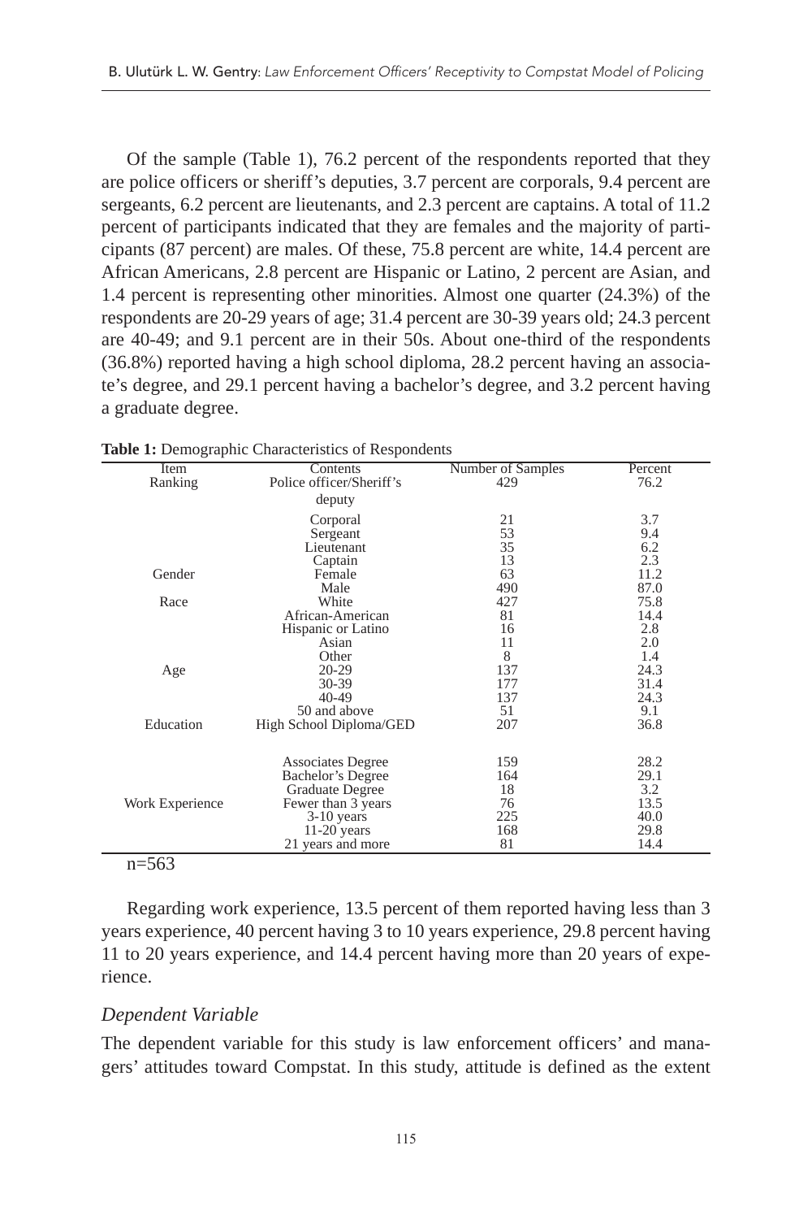Of the sample (Table 1), 76.2 percent of the respondents reported that they are police officers or sheriff's deputies, 3.7 percent are corporals, 9.4 percent are sergeants, 6.2 percent are lieutenants, and 2.3 percent are captains. A total of 11.2 percent of participants indicated that they are females and the majority of participants (87 percent) are males. Of these, 75.8 percent are white, 14.4 percent are African Americans, 2.8 percent are Hispanic or Latino, 2 percent are Asian, and 1.4 percent is representing other minorities. Almost one quarter (24.3%) of the respondents are 20-29 years of age; 31.4 percent are 30-39 years old; 24.3 percent are 40-49; and 9.1 percent are in their 50s. About one-third of the respondents (36.8%) reported having a high school diploma, 28.2 percent having an associate's degree, and 29.1 percent having a bachelor's degree, and 3.2 percent having a graduate degree.

**Table 1:** Demographic Characteristics of Respondents

| Item | Contents | Number of Samples | Percent |
|---|---|---|---|
| Ranking | Police officer/Sheriff's deputy | 429 | 76.2 |
| | Corporal | 21 | 3.7 |
| | Sergeant | 53 | 9.4 |
| | Lieutenant | 35 | 6.2 |
| | Captain | 13 | 2.3 |
| Gender | Female | 63 | 11.2 |
| | Male | 490 | 87.0 |
| Race | White | 427 | 75.8 |
| | African-American | 81 | 14.4 |
| | Hispanic or Latino | 16 | 2.8 |
| | Asian | 11 | 2.0 |
| | Other | 8 | 1.4 |
| Age | 20-29 | 137 | 24.3 |
| | 30-39 | 177 | 31.4 |
| | 40-49 | 137 | 24.3 |
| | 50 and above | 51 | 9.1 |
| Education | High School Diploma/GED | 207 | 36.8 |
| | Associates Degree | 159 | 28.2 |
| | Bachelor's Degree | 164 | 29.1 |
| | Graduate Degree | 18 | 3.2 |
| Work Experience | Fewer than 3 years | 76 | 13.5 |
| | 3-10 years | 225 | 40.0 |
| | 11-20 years | 168 | 29.8 |
| | 21 years and more | 81 | 14.4 |

n=563

Regarding work experience, 13.5 percent of them reported having less than 3 years experience, 40 percent having 3 to 10 years experience, 29.8 percent having 11 to 20 years experience, and 14.4 percent having more than 20 years of experience.

### *Dependent Variable*

The dependent variable for this study is law enforcement officers' and managers' attitudes toward Compstat. In this study, attitude is defined as the extent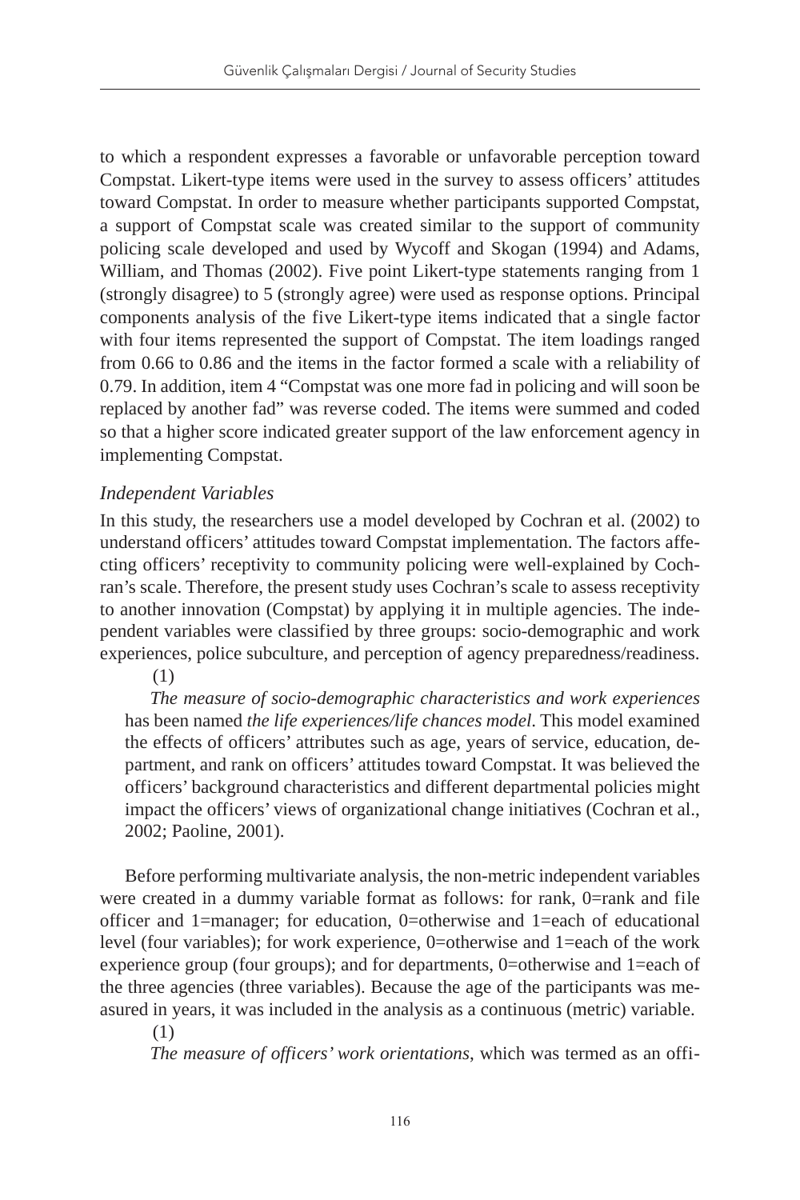to which a respondent expresses a favorable or unfavorable perception toward Compstat. Likert-type items were used in the survey to assess officers' attitudes toward Compstat. In order to measure whether participants supported Compstat, a support of Compstat scale was created similar to the support of community policing scale developed and used by Wycoff and Skogan (1994) and Adams, William, and Thomas (2002). Five point Likert-type statements ranging from 1 (strongly disagree) to 5 (strongly agree) were used as response options. Principal components analysis of the five Likert-type items indicated that a single factor with four items represented the support of Compstat. The item loadings ranged from 0.66 to 0.86 and the items in the factor formed a scale with a reliability of 0.79. In addition, item 4 "Compstat was one more fad in policing and will soon be replaced by another fad" was reverse coded. The items were summed and coded so that a higher score indicated greater support of the law enforcement agency in implementing Compstat.

### *Independent Variables*

In this study, the researchers use a model developed by Cochran et al. (2002) to understand officers' attitudes toward Compstat implementation. The factors affecting officers' receptivity to community policing were well-explained by Cochran's scale. Therefore, the present study uses Cochran's scale to assess receptivity to another innovation (Compstat) by applying it in multiple agencies. The independent variables were classified by three groups: socio-demographic and work experiences, police subculture, and perception of agency preparedness/readiness.

(1) *The measure of socio-demographic characteristics and work experiences* has been named *the life experiences/life chances model*. This model examined the effects of officers' attributes such as age, years of service, education, department, and rank on officers' attitudes toward Compstat. It was believed the officers' background characteristics and different departmental policies might impact the officers' views of organizational change initiatives (Cochran et al., 2002; Paoline, 2001).

Before performing multivariate analysis, the non-metric independent variables were created in a dummy variable format as follows: for rank, 0=rank and file officer and 1=manager; for education, 0=otherwise and 1=each of educational level (four variables); for work experience, 0=otherwise and 1=each of the work experience group (four groups); and for departments, 0=otherwise and 1=each of the three agencies (three variables). Because the age of the participants was measured in years, it was included in the analysis as a continuous (metric) variable.

(1) *The measure of officers' work orientations*, which was termed as an offi-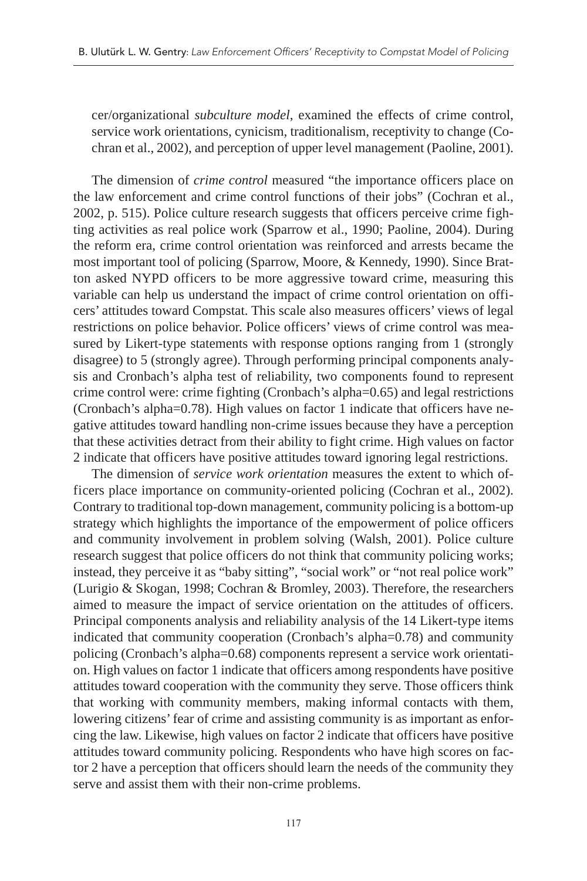cer/organizational *subculture model*, examined the effects of crime control, service work orientations, cynicism, traditionalism, receptivity to change (Cochran et al., 2002), and perception of upper level management (Paoline, 2001).

The dimension of *crime control* measured "the importance officers place on the law enforcement and crime control functions of their jobs" (Cochran et al., 2002, p. 515). Police culture research suggests that officers perceive crime fighting activities as real police work (Sparrow et al., 1990; Paoline, 2004). During the reform era, crime control orientation was reinforced and arrests became the most important tool of policing (Sparrow, Moore, & Kennedy, 1990). Since Bratton asked NYPD officers to be more aggressive toward crime, measuring this variable can help us understand the impact of crime control orientation on officers' attitudes toward Compstat. This scale also measures officers' views of legal restrictions on police behavior. Police officers' views of crime control was measured by Likert-type statements with response options ranging from 1 (strongly disagree) to 5 (strongly agree). Through performing principal components analysis and Cronbach's alpha test of reliability, two components found to represent crime control were: crime fighting (Cronbach's alpha=0.65) and legal restrictions (Cronbach's alpha=0.78). High values on factor 1 indicate that officers have negative attitudes toward handling non-crime issues because they have a perception that these activities detract from their ability to fight crime. High values on factor 2 indicate that officers have positive attitudes toward ignoring legal restrictions.

The dimension of *service work orientation* measures the extent to which officers place importance on community-oriented policing (Cochran et al., 2002). Contrary to traditional top-down management, community policing is a bottom-up strategy which highlights the importance of the empowerment of police officers and community involvement in problem solving (Walsh, 2001). Police culture research suggest that police officers do not think that community policing works; instead, they perceive it as "baby sitting", "social work" or "not real police work" (Lurigio & Skogan, 1998; Cochran & Bromley, 2003). Therefore, the researchers aimed to measure the impact of service orientation on the attitudes of officers. Principal components analysis and reliability analysis of the 14 Likert-type items indicated that community cooperation (Cronbach's alpha=0.78) and community policing (Cronbach's alpha=0.68) components represent a service work orientation. High values on factor 1 indicate that officers among respondents have positive attitudes toward cooperation with the community they serve. Those officers think that working with community members, making informal contacts with them, lowering citizens' fear of crime and assisting community is as important as enforcing the law. Likewise, high values on factor 2 indicate that officers have positive attitudes toward community policing. Respondents who have high scores on factor 2 have a perception that officers should learn the needs of the community they serve and assist them with their non-crime problems.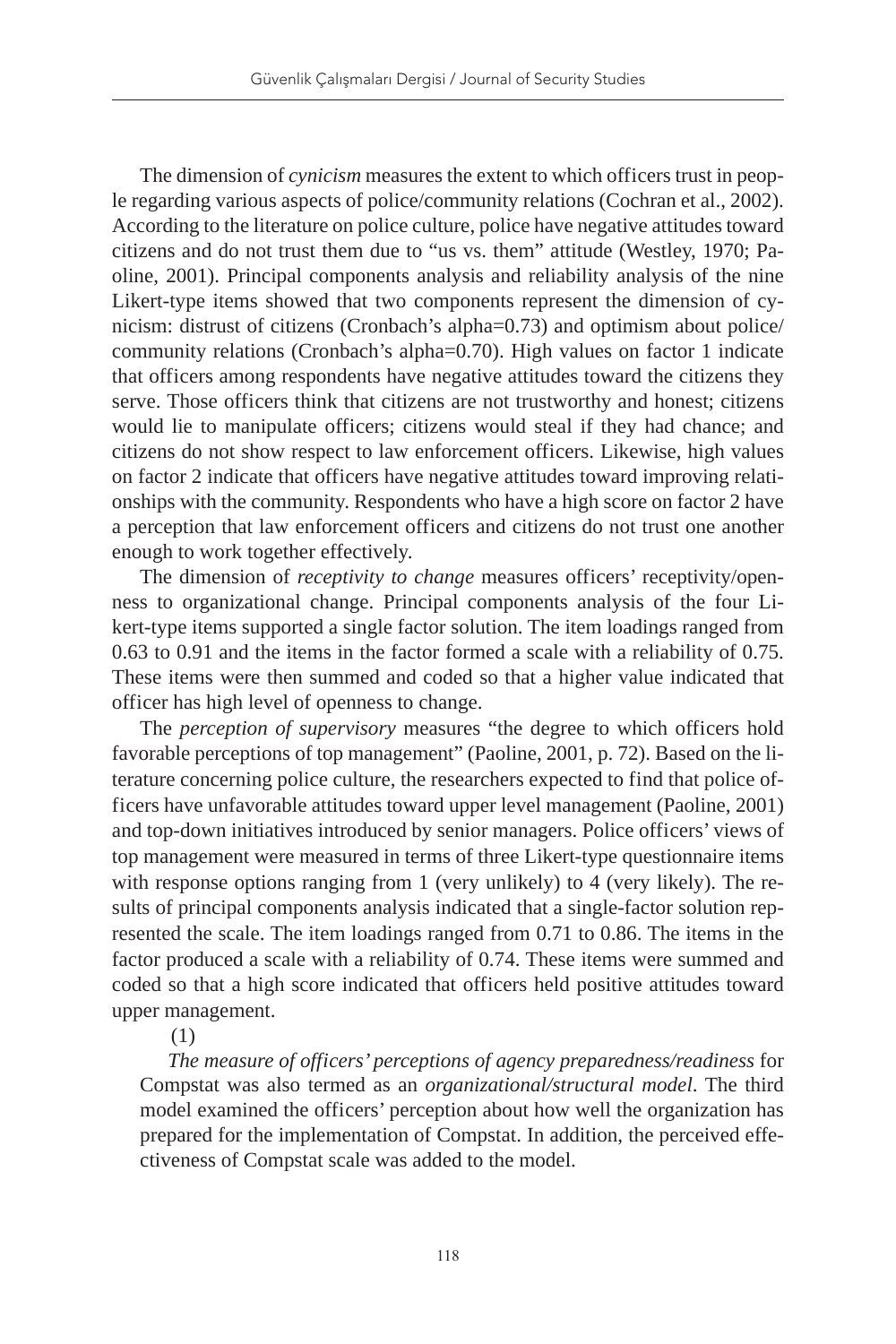The dimension of *cynicism* measures the extent to which officers trust in people regarding various aspects of police/community relations (Cochran et al., 2002). According to the literature on police culture, police have negative attitudes toward citizens and do not trust them due to "us vs. them" attitude (Westley, 1970; Paoline, 2001). Principal components analysis and reliability analysis of the nine Likert-type items showed that two components represent the dimension of cynicism: distrust of citizens (Cronbach's alpha=0.73) and optimism about police/community relations (Cronbach's alpha=0.70). High values on factor 1 indicate that officers among respondents have negative attitudes toward the citizens they serve. Those officers think that citizens are not trustworthy and honest; citizens would lie to manipulate officers; citizens would steal if they had chance; and citizens do not show respect to law enforcement officers. Likewise, high values on factor 2 indicate that officers have negative attitudes toward improving relationships with the community. Respondents who have a high score on factor 2 have a perception that law enforcement officers and citizens do not trust one another enough to work together effectively.

The dimension of *receptivity to change* measures officers' receptivity/openness to organizational change. Principal components analysis of the four Likert-type items supported a single factor solution. The item loadings ranged from 0.63 to 0.91 and the items in the factor formed a scale with a reliability of 0.75. These items were then summed and coded so that a higher value indicated that officer has high level of openness to change.

The *perception of supervisory* measures "the degree to which officers hold favorable perceptions of top management" (Paoline, 2001, p. 72). Based on the literature concerning police culture, the researchers expected to find that police officers have unfavorable attitudes toward upper level management (Paoline, 2001) and top-down initiatives introduced by senior managers. Police officers' views of top management were measured in terms of three Likert-type questionnaire items with response options ranging from 1 (very unlikely) to 4 (very likely). The results of principal components analysis indicated that a single-factor solution represented the scale. The item loadings ranged from 0.71 to 0.86. The items in the factor produced a scale with a reliability of 0.74. These items were summed and coded so that a high score indicated that officers held positive attitudes toward upper management.

(1)

*The measure of officers' perceptions of agency preparedness/readiness* for Compstat was also termed as an *organizational/structural model*. The third model examined the officers' perception about how well the organization has prepared for the implementation of Compstat. In addition, the perceived effectiveness of Compstat scale was added to the model.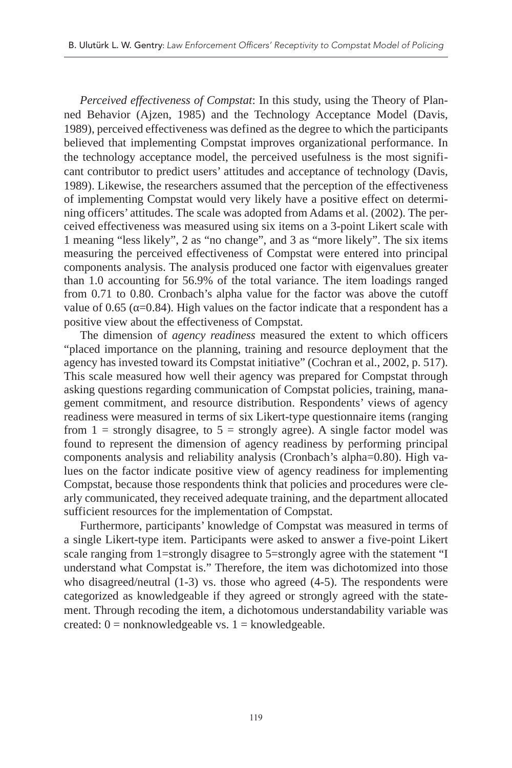*Perceived effectiveness of Compstat*: In this study, using the Theory of Planned Behavior (Ajzen, 1985) and the Technology Acceptance Model (Davis, 1989), perceived effectiveness was defined as the degree to which the participants believed that implementing Compstat improves organizational performance. In the technology acceptance model, the perceived usefulness is the most significant contributor to predict users' attitudes and acceptance of technology (Davis, 1989). Likewise, the researchers assumed that the perception of the effectiveness of implementing Compstat would very likely have a positive effect on determining officers' attitudes. The scale was adopted from Adams et al. (2002). The perceived effectiveness was measured using six items on a 3-point Likert scale with 1 meaning "less likely", 2 as "no change", and 3 as "more likely". The six items measuring the perceived effectiveness of Compstat were entered into principal components analysis. The analysis produced one factor with eigenvalues greater than 1.0 accounting for 56.9% of the total variance. The item loadings ranged from 0.71 to 0.80. Cronbach's alpha value for the factor was above the cutoff value of 0.65 ($\alpha$=0.84). High values on the factor indicate that a respondent has a positive view about the effectiveness of Compstat.

The dimension of *agency readiness* measured the extent to which officers "placed importance on the planning, training and resource deployment that the agency has invested toward its Compstat initiative" (Cochran et al., 2002, p. 517). This scale measured how well their agency was prepared for Compstat through asking questions regarding communication of Compstat policies, training, management commitment, and resource distribution. Respondents' views of agency readiness were measured in terms of six Likert-type questionnaire items (ranging from 1 = strongly disagree, to 5 = strongly agree). A single factor model was found to represent the dimension of agency readiness by performing principal components analysis and reliability analysis (Cronbach's alpha=0.80). High values on the factor indicate positive view of agency readiness for implementing Compstat, because those respondents think that policies and procedures were clearly communicated, they received adequate training, and the department allocated sufficient resources for the implementation of Compstat.

Furthermore, participants' knowledge of Compstat was measured in terms of a single Likert-type item. Participants were asked to answer a five-point Likert scale ranging from 1=strongly disagree to 5=strongly agree with the statement "I understand what Compstat is." Therefore, the item was dichotomized into those who disagreed/neutral (1-3) vs. those who agreed (4-5). The respondents were categorized as knowledgeable if they agreed or strongly agreed with the statement. Through recoding the item, a dichotomous understandability variable was created: 0 = nonknowledgeable vs. 1 = knowledgeable.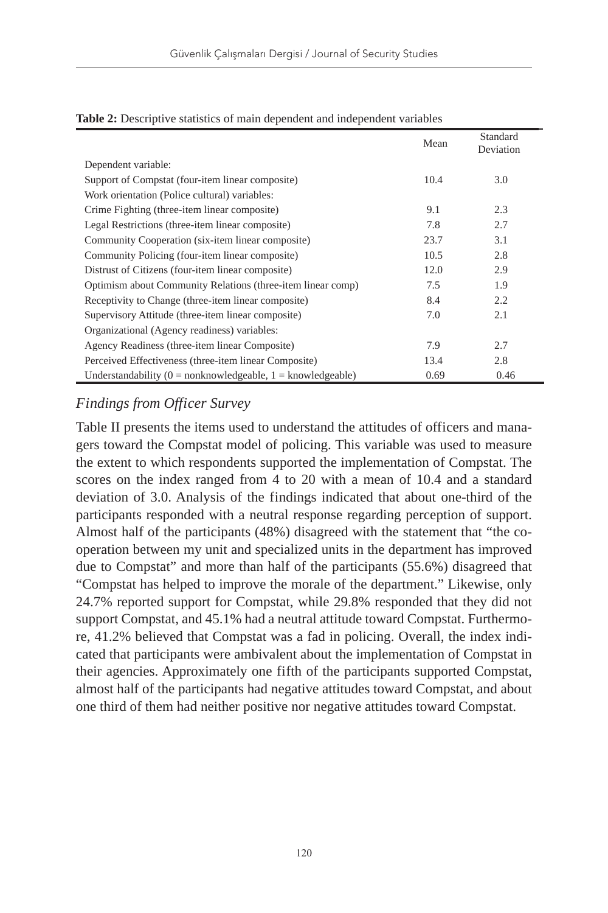**Table 2:** Descriptive statistics of main dependent and independent variables

| | Mean | Standard Deviation |
|---|---|---|
| Dependent variable: | | |
| Support of Compstat (four-item linear composite) | 10.4 | 3.0 |
| Work orientation (Police cultural) variables: | | |
| Crime Fighting (three-item linear composite) | 9.1 | 2.3 |
| Legal Restrictions (three-item linear composite) | 7.8 | 2.7 |
| Community Cooperation (six-item linear composite) | 23.7 | 3.1 |
| Community Policing (four-item linear composite) | 10.5 | 2.8 |
| Distrust of Citizens (four-item linear composite) | 12.0 | 2.9 |
| Optimism about Community Relations (three-item linear comp) | 7.5 | 1.9 |
| Receptivity to Change (three-item linear composite) | 8.4 | 2.2 |
| Supervisory Attitude (three-item linear composite) | 7.0 | 2.1 |
| Organizational (Agency readiness) variables: | | |
| Agency Readiness (three-item linear Composite) | 7.9 | 2.7 |
| Perceived Effectiveness (three-item linear Composite) | 13.4 | 2.8 |
| Understandability (0 = nonknowledgeable, 1 = knowledgeable) | 0.69 | 0.46 |

### *Findings from Officer Survey*

Table II presents the items used to understand the attitudes of officers and managers toward the Compstat model of policing. This variable was used to measure the extent to which respondents supported the implementation of Compstat. The scores on the index ranged from 4 to 20 with a mean of 10.4 and a standard deviation of 3.0. Analysis of the findings indicated that about one-third of the participants responded with a neutral response regarding perception of support. Almost half of the participants (48%) disagreed with the statement that "the cooperation between my unit and specialized units in the department has improved due to Compstat" and more than half of the participants (55.6%) disagreed that "Compstat has helped to improve the morale of the department." Likewise, only 24.7% reported support for Compstat, while 29.8% responded that they did not support Compstat, and 45.1% had a neutral attitude toward Compstat. Furthermore, 41.2% believed that Compstat was a fad in policing. Overall, the index indicated that participants were ambivalent about the implementation of Compstat in their agencies. Approximately one fifth of the participants supported Compstat, almost half of the participants had negative attitudes toward Compstat, and about one third of them had neither positive nor negative attitudes toward Compstat.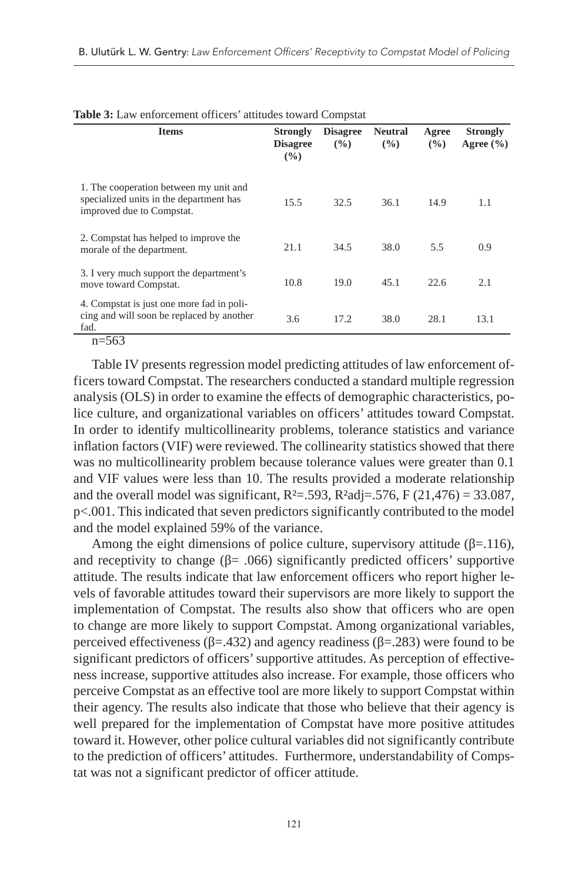**Table 3:** Law enforcement officers' attitudes toward Compstat

| Items | Strongly Disagree (%) | Disagree (%) | Neutral (%) | Agree (%) | Strongly Agree (%) |
|---|---|---|---|---|---|
| 1. The cooperation between my unit and specialized units in the department has improved due to Compstat. | 15.5 | 32.5 | 36.1 | 14.9 | 1.1 |
| 2. Compstat has helped to improve the morale of the department. | 21.1 | 34.5 | 38.0 | 5.5 | 0.9 |
| 3. I very much support the department's move toward Compstat. | 10.8 | 19.0 | 45.1 | 22.6 | 2.1 |
| 4. Compstat is just one more fad in policing and will soon be replaced by another fad. | 3.6 | 17.2 | 38.0 | 28.1 | 13.1 |

n=563

Table IV presents regression model predicting attitudes of law enforcement officers toward Compstat. The researchers conducted a standard multiple regression analysis (OLS) in order to examine the effects of demographic characteristics, police culture, and organizational variables on officers' attitudes toward Compstat. In order to identify multicollinearity problems, tolerance statistics and variance inflation factors (VIF) were reviewed. The collinearity statistics showed that there was no multicollinearity problem because tolerance values were greater than 0.1 and VIF values were less than 10. The results provided a moderate relationship and the overall model was significant, $R^2$=.593, $R^2$adj=.576, $F(21,476) = 33.087$, $p<.001$. This indicated that seven predictors significantly contributed to the model and the model explained 59% of the variance.

Among the eight dimensions of police culture, supervisory attitude ($\beta$=.116), and receptivity to change ($\beta$= .066) significantly predicted officers' supportive attitude. The results indicate that law enforcement officers who report higher levels of favorable attitudes toward their supervisors are more likely to support the implementation of Compstat. The results also show that officers who are open to change are more likely to support Compstat. Among organizational variables, perceived effectiveness ($\beta$=.432) and agency readiness ($\beta$=.283) were found to be significant predictors of officers' supportive attitudes. As perception of effectiveness increase, supportive attitudes also increase. For example, those officers who perceive Compstat as an effective tool are more likely to support Compstat within their agency. The results also indicate that those who believe that their agency is well prepared for the implementation of Compstat have more positive attitudes toward it. However, other police cultural variables did not significantly contribute to the prediction of officers' attitudes. Furthermore, understandability of Compstat was not a significant predictor of officer attitude.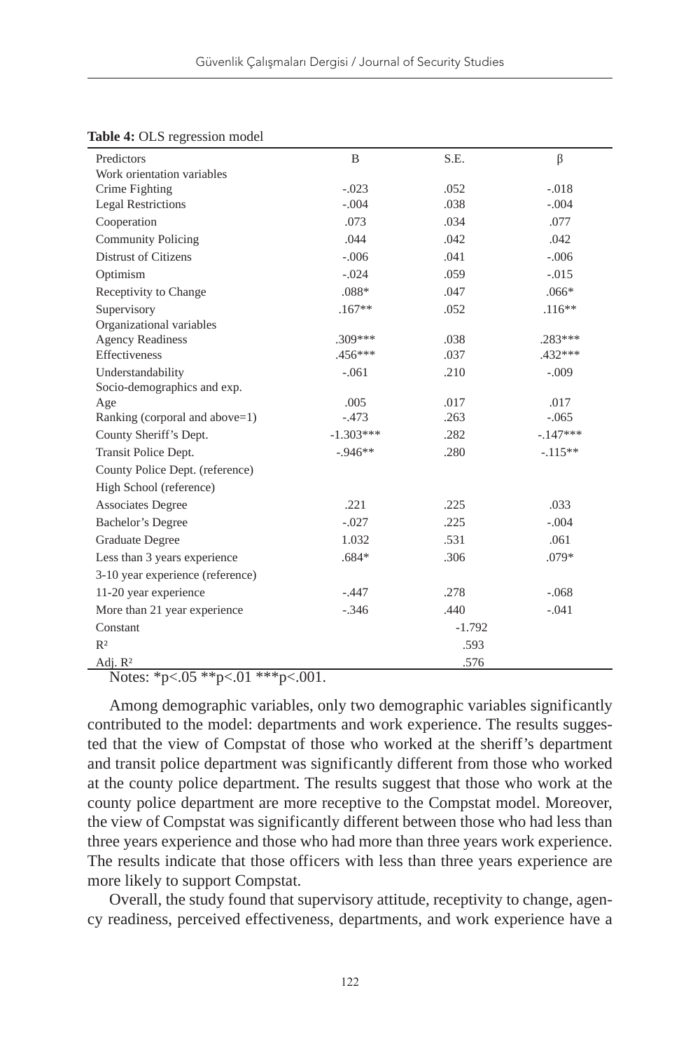**Table 4:** OLS regression model

| Predictors | B | S.E. | β |
|---|---|---|---|
| Work orientation variables | | | |
| Crime Fighting | -.023 | .052 | -.018 |
| Legal Restrictions | -.004 | .038 | -.004 |
| Cooperation | .073 | .034 | .077 |
| Community Policing | .044 | .042 | .042 |
| Distrust of Citizens | -.006 | .041 | -.006 |
| Optimism | -.024 | .059 | -.015 |
| Receptivity to Change | .088* | .047 | .066* |
| Supervisory | .167** | .052 | .116** |
| Organizational variables | | | |
| Agency Readiness | .309*** | .038 | .283*** |
| Effectiveness | .456*** | .037 | .432*** |
| Understandability | -.061 | .210 | -.009 |
| Socio-demographics and exp. | | | |
| Age | .005 | .017 | .017 |
| Ranking (corporal and above=1) | -.473 | .263 | -.065 |
| County Sheriff's Dept. | -1.303*** | .282 | -.147*** |
| Transit Police Dept. | -.946** | .280 | -.115** |
| County Police Dept. (reference) | | | |
| High School (reference) | | | |
| Associates Degree | .221 | .225 | .033 |
| Bachelor's Degree | -.027 | .225 | -.004 |
| Graduate Degree | 1.032 | .531 | .061 |
| Less than 3 years experience | .684* | .306 | .079* |
| 3-10 year experience (reference) | | | |
| 11-20 year experience | -.447 | .278 | -.068 |
| More than 21 year experience | -.346 | .440 | -.041 |
| Constant | | -1.792 | |
| $R^2$ | | .593 | |
| Adj. $R^2$ | | .576 | |

Notes: *p<.05 **p<.01 ***p<.001.

Among demographic variables, only two demographic variables significantly contributed to the model: departments and work experience. The results suggested that the view of Compstat of those who worked at the sheriff's department and transit police department was significantly different from those who worked at the county police department. The results suggest that those who work at the county police department are more receptive to the Compstat model. Moreover, the view of Compstat was significantly different between those who had less than three years experience and those who had more than three years work experience. The results indicate that those officers with less than three years experience are more likely to support Compstat.

Overall, the study found that supervisory attitude, receptivity to change, agency readiness, perceived effectiveness, departments, and work experience have a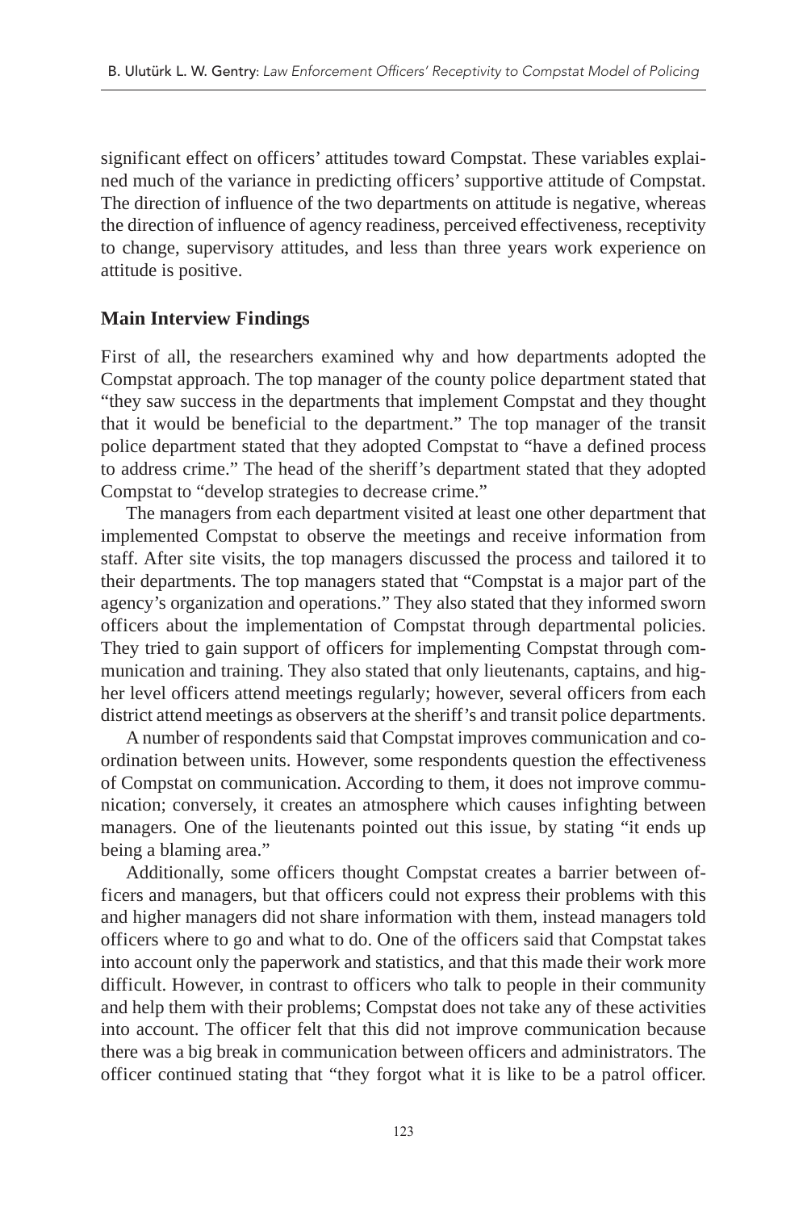significant effect on officers' attitudes toward Compstat. These variables explained much of the variance in predicting officers' supportive attitude of Compstat. The direction of influence of the two departments on attitude is negative, whereas the direction of influence of agency readiness, perceived effectiveness, receptivity to change, supervisory attitudes, and less than three years work experience on attitude is positive.

## Main Interview Findings

First of all, the researchers examined why and how departments adopted the Compstat approach. The top manager of the county police department stated that "they saw success in the departments that implement Compstat and they thought that it would be beneficial to the department." The top manager of the transit police department stated that they adopted Compstat to "have a defined process to address crime." The head of the sheriff's department stated that they adopted Compstat to "develop strategies to decrease crime."

The managers from each department visited at least one other department that implemented Compstat to observe the meetings and receive information from staff. After site visits, the top managers discussed the process and tailored it to their departments. The top managers stated that "Compstat is a major part of the agency's organization and operations." They also stated that they informed sworn officers about the implementation of Compstat through departmental policies. They tried to gain support of officers for implementing Compstat through communication and training. They also stated that only lieutenants, captains, and higher level officers attend meetings regularly; however, several officers from each district attend meetings as observers at the sheriff's and transit police departments.

A number of respondents said that Compstat improves communication and coordination between units. However, some respondents question the effectiveness of Compstat on communication. According to them, it does not improve communication; conversely, it creates an atmosphere which causes infighting between managers. One of the lieutenants pointed out this issue, by stating "it ends up being a blaming area."

Additionally, some officers thought Compstat creates a barrier between officers and managers, but that officers could not express their problems with this and higher managers did not share information with them, instead managers told officers where to go and what to do. One of the officers said that Compstat takes into account only the paperwork and statistics, and that this made their work more difficult. However, in contrast to officers who talk to people in their community and help them with their problems; Compstat does not take any of these activities into account. The officer felt that this did not improve communication because there was a big break in communication between officers and administrators. The officer continued stating that "they forgot what it is like to be a patrol officer.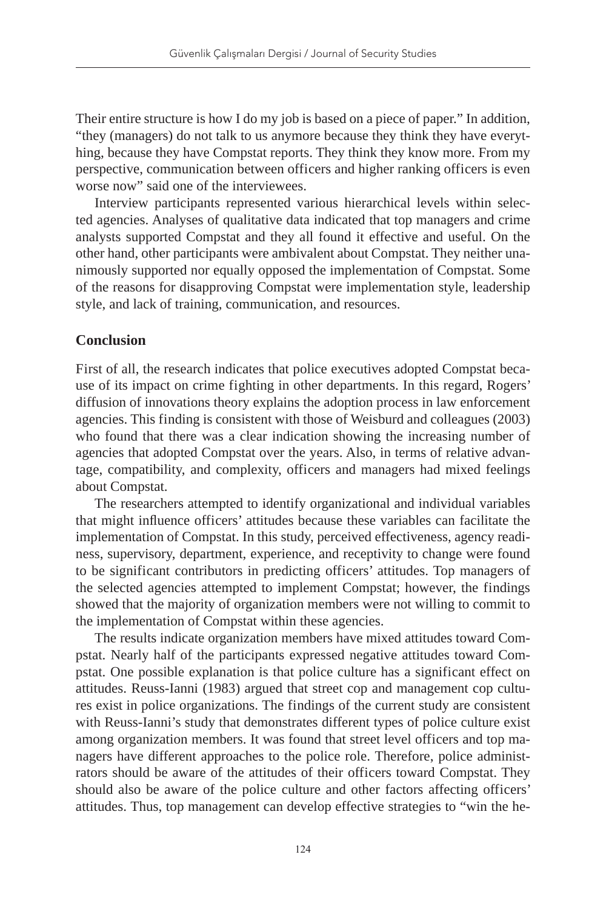Their entire structure is how I do my job is based on a piece of paper." In addition, "they (managers) do not talk to us anymore because they think they have everything, because they have Compstat reports. They think they know more. From my perspective, communication between officers and higher ranking officers is even worse now" said one of the interviewees.

Interview participants represented various hierarchical levels within selected agencies. Analyses of qualitative data indicated that top managers and crime analysts supported Compstat and they all found it effective and useful. On the other hand, other participants were ambivalent about Compstat. They neither unanimously supported nor equally opposed the implementation of Compstat. Some of the reasons for disapproving Compstat were implementation style, leadership style, and lack of training, communication, and resources.

## Conclusion

First of all, the research indicates that police executives adopted Compstat because of its impact on crime fighting in other departments. In this regard, Rogers' diffusion of innovations theory explains the adoption process in law enforcement agencies. This finding is consistent with those of Weisburd and colleagues (2003) who found that there was a clear indication showing the increasing number of agencies that adopted Compstat over the years. Also, in terms of relative advantage, compatibility, and complexity, officers and managers had mixed feelings about Compstat.

The researchers attempted to identify organizational and individual variables that might influence officers' attitudes because these variables can facilitate the implementation of Compstat. In this study, perceived effectiveness, agency readiness, supervisory, department, experience, and receptivity to change were found to be significant contributors in predicting officers' attitudes. Top managers of the selected agencies attempted to implement Compstat; however, the findings showed that the majority of organization members were not willing to commit to the implementation of Compstat within these agencies.

The results indicate organization members have mixed attitudes toward Compstat. Nearly half of the participants expressed negative attitudes toward Compstat. One possible explanation is that police culture has a significant effect on attitudes. Reuss-Ianni (1983) argued that street cop and management cop cultures exist in police organizations. The findings of the current study are consistent with Reuss-Ianni's study that demonstrates different types of police culture exist among organization members. It was found that street level officers and top managers have different approaches to the police role. Therefore, police administrators should be aware of the attitudes of their officers toward Compstat. They should also be aware of the police culture and other factors affecting officers' attitudes. Thus, top management can develop effective strategies to "win the he-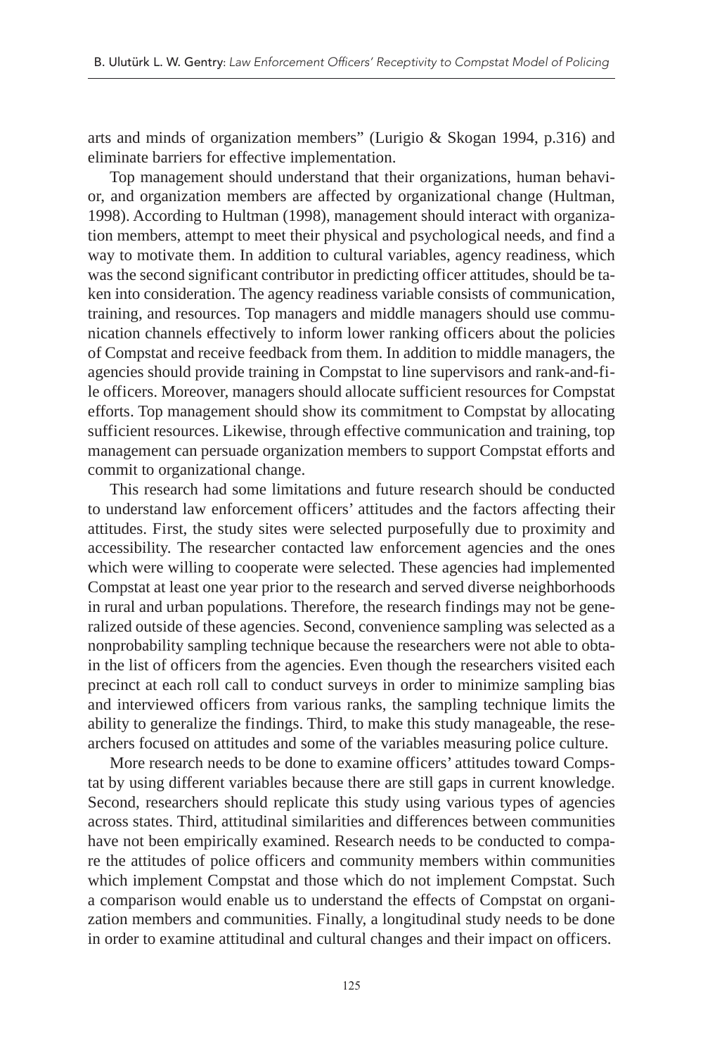arts and minds of organization members" (Lurigio & Skogan 1994, p.316) and eliminate barriers for effective implementation.

Top management should understand that their organizations, human behavior, and organization members are affected by organizational change (Hultman, 1998). According to Hultman (1998), management should interact with organization members, attempt to meet their physical and psychological needs, and find a way to motivate them. In addition to cultural variables, agency readiness, which was the second significant contributor in predicting officer attitudes, should be taken into consideration. The agency readiness variable consists of communication, training, and resources. Top managers and middle managers should use communication channels effectively to inform lower ranking officers about the policies of Compstat and receive feedback from them. In addition to middle managers, the agencies should provide training in Compstat to line supervisors and rank-and-file officers. Moreover, managers should allocate sufficient resources for Compstat efforts. Top management should show its commitment to Compstat by allocating sufficient resources. Likewise, through effective communication and training, top management can persuade organization members to support Compstat efforts and commit to organizational change.

This research had some limitations and future research should be conducted to understand law enforcement officers' attitudes and the factors affecting their attitudes. First, the study sites were selected purposefully due to proximity and accessibility. The researcher contacted law enforcement agencies and the ones which were willing to cooperate were selected. These agencies had implemented Compstat at least one year prior to the research and served diverse neighborhoods in rural and urban populations. Therefore, the research findings may not be generalized outside of these agencies. Second, convenience sampling was selected as a nonprobability sampling technique because the researchers were not able to obtain the list of officers from the agencies. Even though the researchers visited each precinct at each roll call to conduct surveys in order to minimize sampling bias and interviewed officers from various ranks, the sampling technique limits the ability to generalize the findings. Third, to make this study manageable, the researchers focused on attitudes and some of the variables measuring police culture.

More research needs to be done to examine officers' attitudes toward Compstat by using different variables because there are still gaps in current knowledge. Second, researchers should replicate this study using various types of agencies across states. Third, attitudinal similarities and differences between communities have not been empirically examined. Research needs to be conducted to compare the attitudes of police officers and community members within communities which implement Compstat and those which do not implement Compstat. Such a comparison would enable us to understand the effects of Compstat on organization members and communities. Finally, a longitudinal study needs to be done in order to examine attitudinal and cultural changes and their impact on officers.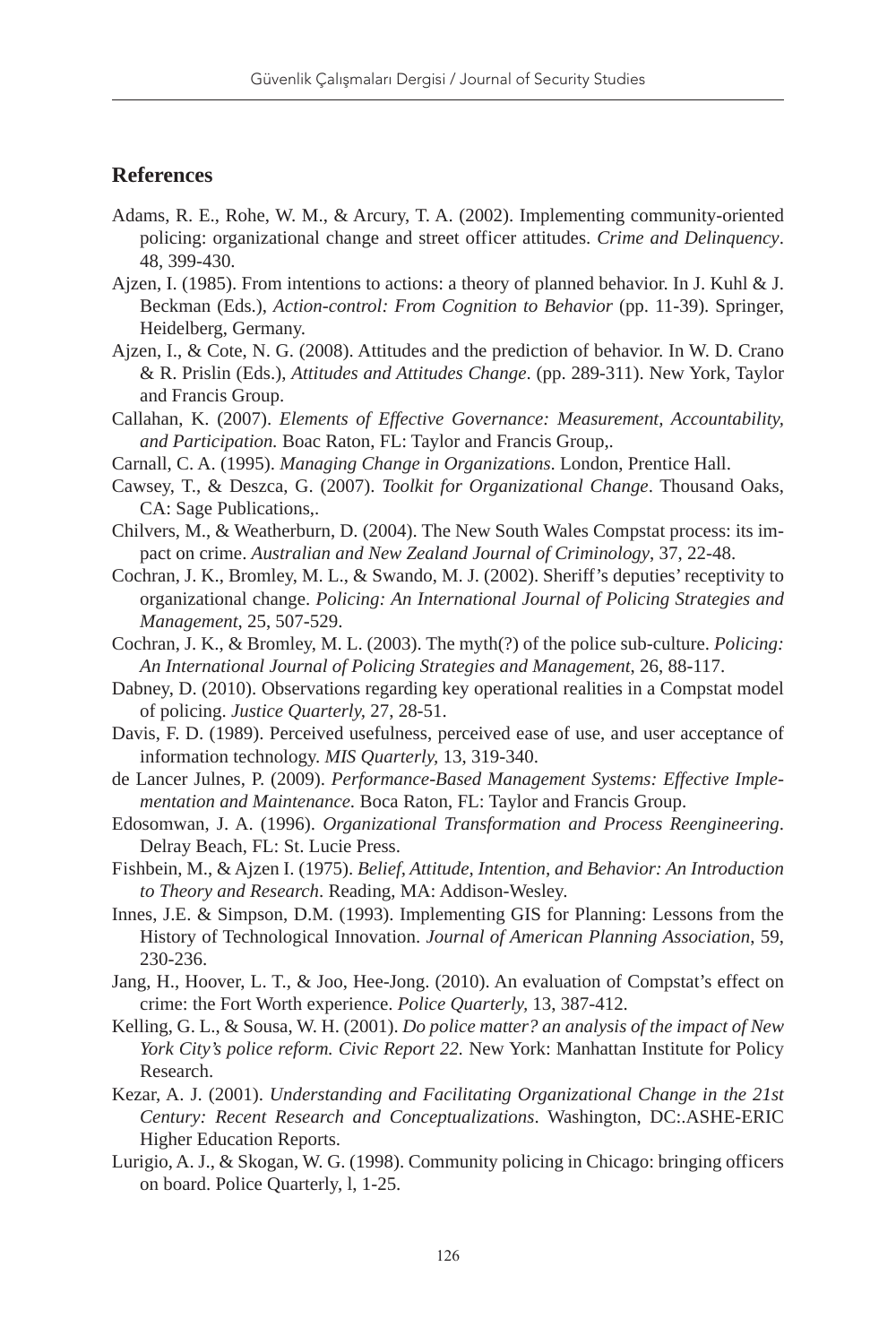## References

Adams, R. E., Rohe, W. M., & Arcury, T. A. (2002). Implementing community-oriented policing: organizational change and street officer attitudes. *Crime and Delinquency*. 48, 399-430.

Ajzen, I. (1985). From intentions to actions: a theory of planned behavior. In J. Kuhl & J. Beckman (Eds.), *Action-control: From Cognition to Behavior* (pp. 11-39). Springer, Heidelberg, Germany.

Ajzen, I., & Cote, N. G. (2008). Attitudes and the prediction of behavior. In W. D. Crano & R. Prislin (Eds.), *Attitudes and Attitudes Change*. (pp. 289-311). New York, Taylor and Francis Group.

Callahan, K. (2007). *Elements of Effective Governance: Measurement, Accountability, and Participation.* Boac Raton, FL: Taylor and Francis Group,.

Carnall, C. A. (1995). *Managing Change in Organizations*. London, Prentice Hall.

Cawsey, T., & Deszca, G. (2007). *Toolkit for Organizational Change*. Thousand Oaks, CA: Sage Publications,.

Chilvers, M., & Weatherburn, D. (2004). The New South Wales Compstat process: its impact on crime. *Australian and New Zealand Journal of Criminology*, 37, 22-48.

Cochran, J. K., Bromley, M. L., & Swando, M. J. (2002). Sheriff's deputies' receptivity to organizational change. *Policing: An International Journal of Policing Strategies and Management*, 25, 507-529.

Cochran, J. K., & Bromley, M. L. (2003). The myth(?) of the police sub-culture. *Policing: An International Journal of Policing Strategies and Management*, 26, 88-117.

Dabney, D. (2010). Observations regarding key operational realities in a Compstat model of policing. *Justice Quarterly,* 27, 28-51.

Davis, F. D. (1989). Perceived usefulness, perceived ease of use, and user acceptance of information technology. *MIS Quarterly,* 13, 319-340.

de Lancer Julnes, P. (2009). *Performance-Based Management Systems: Effective Implementation and Maintenance.* Boca Raton, FL: Taylor and Francis Group.

Edosomwan, J. A. (1996). *Organizational Transformation and Process Reengineering*. Delray Beach, FL: St. Lucie Press.

Fishbein, M., & Ajzen I. (1975). *Belief, Attitude, Intention, and Behavior: An Introduction to Theory and Research*. Reading, MA: Addison-Wesley.

Innes, J.E. & Simpson, D.M. (1993). Implementing GIS for Planning: Lessons from the History of Technological Innovation. *Journal of American Planning Association*, 59, 230-236.

Jang, H., Hoover, L. T., & Joo, Hee-Jong. (2010). An evaluation of Compstat's effect on crime: the Fort Worth experience. *Police Quarterly*, 13, 387-412.

Kelling, G. L., & Sousa, W. H. (2001). *Do police matter? an analysis of the impact of New York City's police reform. Civic Report 22.* New York: Manhattan Institute for Policy Research.

Kezar, A. J. (2001). *Understanding and Facilitating Organizational Change in the 21st Century: Recent Research and Conceptualizations*. Washington, DC:.ASHE-ERIC Higher Education Reports.

Lurigio, A. J., & Skogan, W. G. (1998). Community policing in Chicago: bringing officers on board. Police Quarterly, l, 1-25.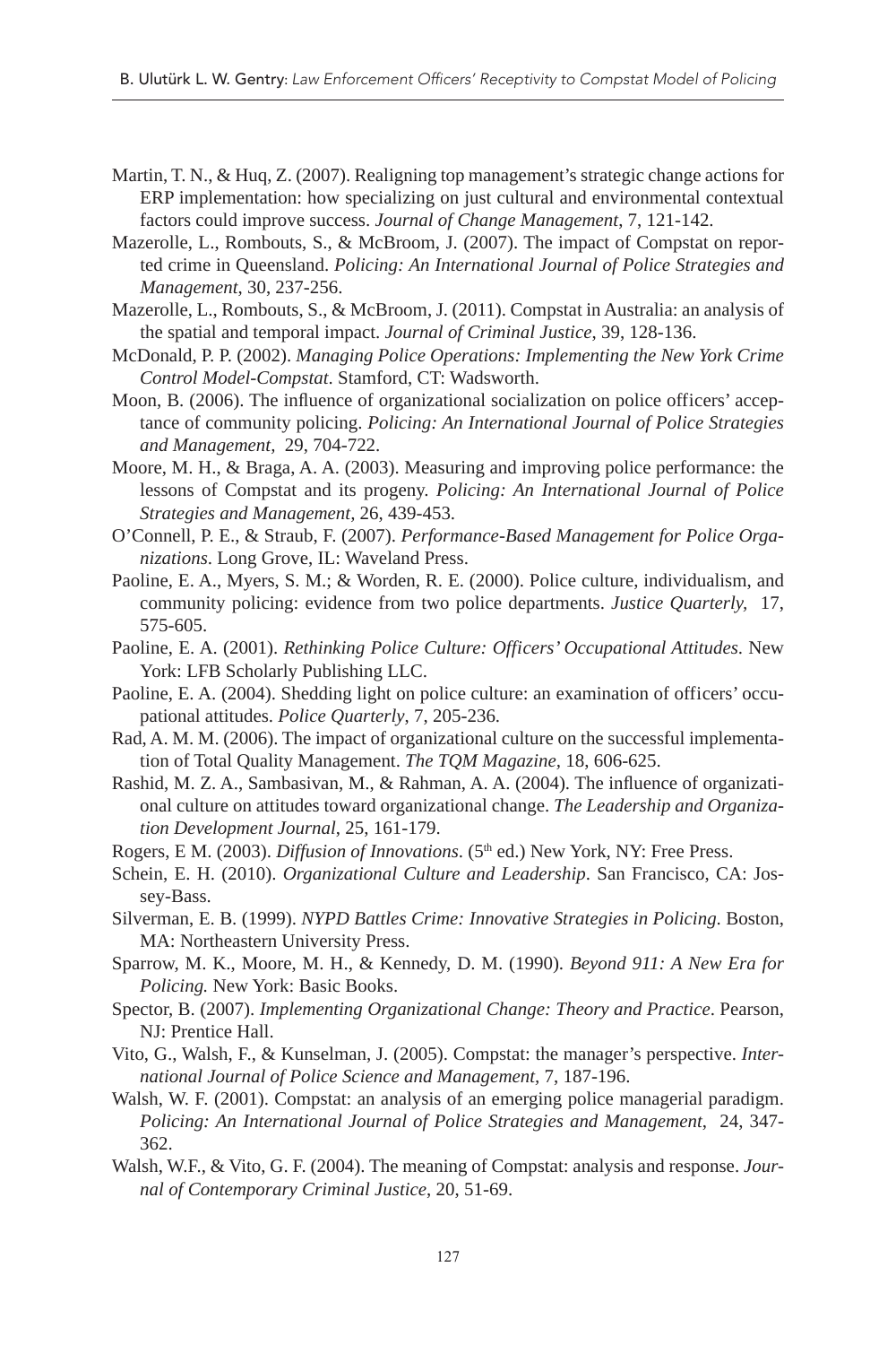Martin, T. N., & Huq, Z. (2007). Realigning top management's strategic change actions for ERP implementation: how specializing on just cultural and environmental contextual factors could improve success. *Journal of Change Management*, 7, 121-142.

Mazerolle, L., Rombouts, S., & McBroom, J. (2007). The impact of Compstat on reported crime in Queensland. *Policing: An International Journal of Police Strategies and Management*, 30, 237-256.

Mazerolle, L., Rombouts, S., & McBroom, J. (2011). Compstat in Australia: an analysis of the spatial and temporal impact. *Journal of Criminal Justice*, 39, 128-136.

McDonald, P. P. (2002). *Managing Police Operations: Implementing the New York Crime Control Model-Compstat*. Stamford, CT: Wadsworth.

Moon, B. (2006). The influence of organizational socialization on police officers' acceptance of community policing. *Policing: An International Journal of Police Strategies and Management*, 29, 704-722.

Moore, M. H., & Braga, A. A. (2003). Measuring and improving police performance: the lessons of Compstat and its progeny. *Policing: An International Journal of Police Strategies and Management*, 26, 439-453.

O'Connell, P. E., & Straub, F. (2007). *Performance-Based Management for Police Organizations*. Long Grove, IL: Waveland Press.

Paoline, E. A., Myers, S. M.; & Worden, R. E. (2000). Police culture, individualism, and community policing: evidence from two police departments. *Justice Quarterly*, 17, 575-605.

Paoline, E. A. (2001). *Rethinking Police Culture: Officers' Occupational Attitudes*. New York: LFB Scholarly Publishing LLC.

Paoline, E. A. (2004). Shedding light on police culture: an examination of officers' occupational attitudes. *Police Quarterly*, 7, 205-236.

Rad, A. M. M. (2006). The impact of organizational culture on the successful implementation of Total Quality Management. *The TQM Magazine*, 18, 606-625.

Rashid, M. Z. A., Sambasivan, M., & Rahman, A. A. (2004). The influence of organizational culture on attitudes toward organizational change. *The Leadership and Organization Development Journal*, 25, 161-179.

Rogers, E M. (2003). *Diffusion of Innovations*. (5th ed.) New York, NY: Free Press.

Schein, E. H. (2010). *Organizational Culture and Leadership*. San Francisco, CA: Jossey-Bass.

Silverman, E. B. (1999). *NYPD Battles Crime: Innovative Strategies in Policing*. Boston, MA: Northeastern University Press.

Sparrow, M. K., Moore, M. H., & Kennedy, D. M. (1990). *Beyond 911: A New Era for Policing.* New York: Basic Books.

Spector, B. (2007). *Implementing Organizational Change: Theory and Practice*. Pearson, NJ: Prentice Hall.

Vito, G., Walsh, F., & Kunselman, J. (2005). Compstat: the manager's perspective. *International Journal of Police Science and Management*, 7, 187-196.

Walsh, W. F. (2001). Compstat: an analysis of an emerging police managerial paradigm. *Policing: An International Journal of Police Strategies and Management*, 24, 347-362.

Walsh, W.F., & Vito, G. F. (2004). The meaning of Compstat: analysis and response. *Journal of Contemporary Criminal Justice*, 20, 51-69.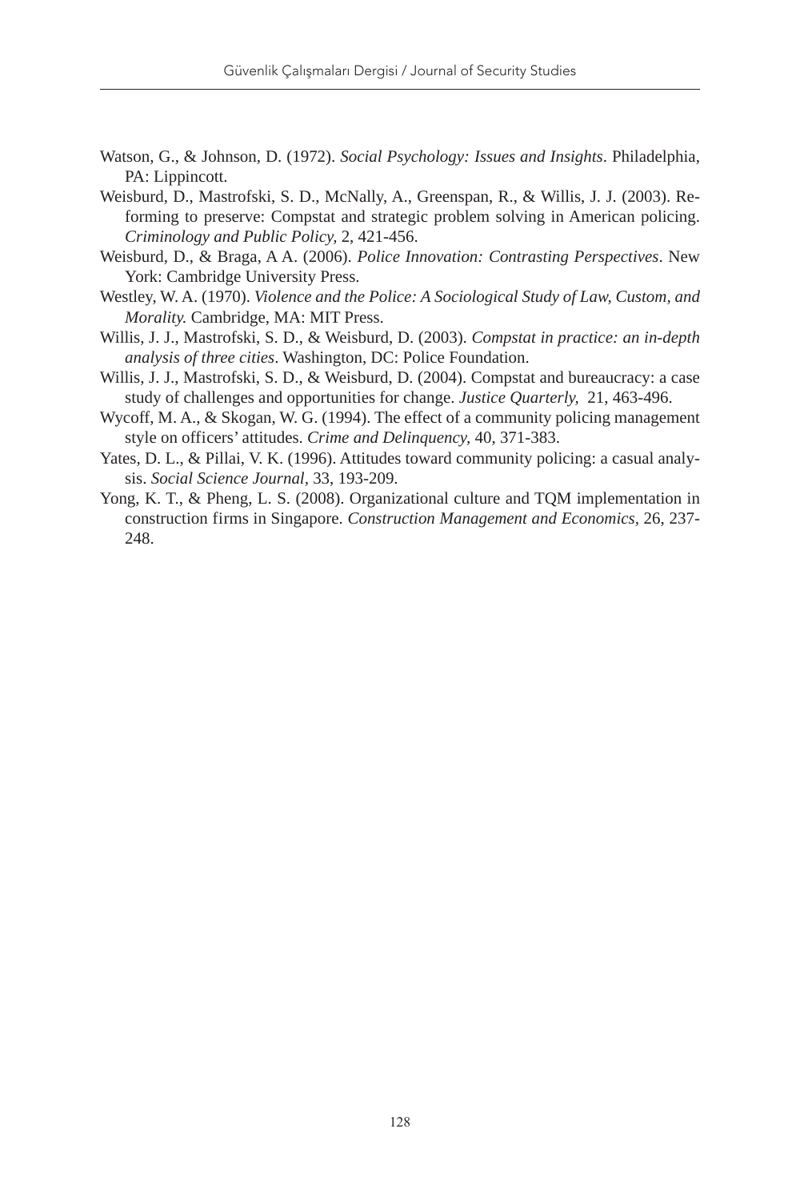Watson, G., & Johnson, D. (1972). *Social Psychology: Issues and Insights*. Philadelphia, PA: Lippincott.

Weisburd, D., Mastrofski, S. D., McNally, A., Greenspan, R., & Willis, J. J. (2003). Reforming to preserve: Compstat and strategic problem solving in American policing. *Criminology and Public Policy,* 2, 421-456.

Weisburd, D., & Braga, A A. (2006). *Police Innovation: Contrasting Perspectives*. New York: Cambridge University Press.

Westley, W. A. (1970). *Violence and the Police: A Sociological Study of Law, Custom, and Morality.* Cambridge, MA: MIT Press.

Willis, J. J., Mastrofski, S. D., & Weisburd, D. (2003). *Compstat in practice: an in-depth analysis of three cities*. Washington, DC: Police Foundation.

Willis, J. J., Mastrofski, S. D., & Weisburd, D. (2004). Compstat and bureaucracy: a case study of challenges and opportunities for change. *Justice Quarterly,* 21, 463-496.

Wycoff, M. A., & Skogan, W. G. (1994). The effect of a community policing management style on officers' attitudes. *Crime and Delinquency,* 40, 371-383.

Yates, D. L., & Pillai, V. K. (1996). Attitudes toward community policing: a casual analysis. *Social Science Journal,* 33, 193-209.

Yong, K. T., & Pheng, L. S. (2008). Organizational culture and TQM implementation in construction firms in Singapore. *Construction Management and Economics,* 26, 237-248.